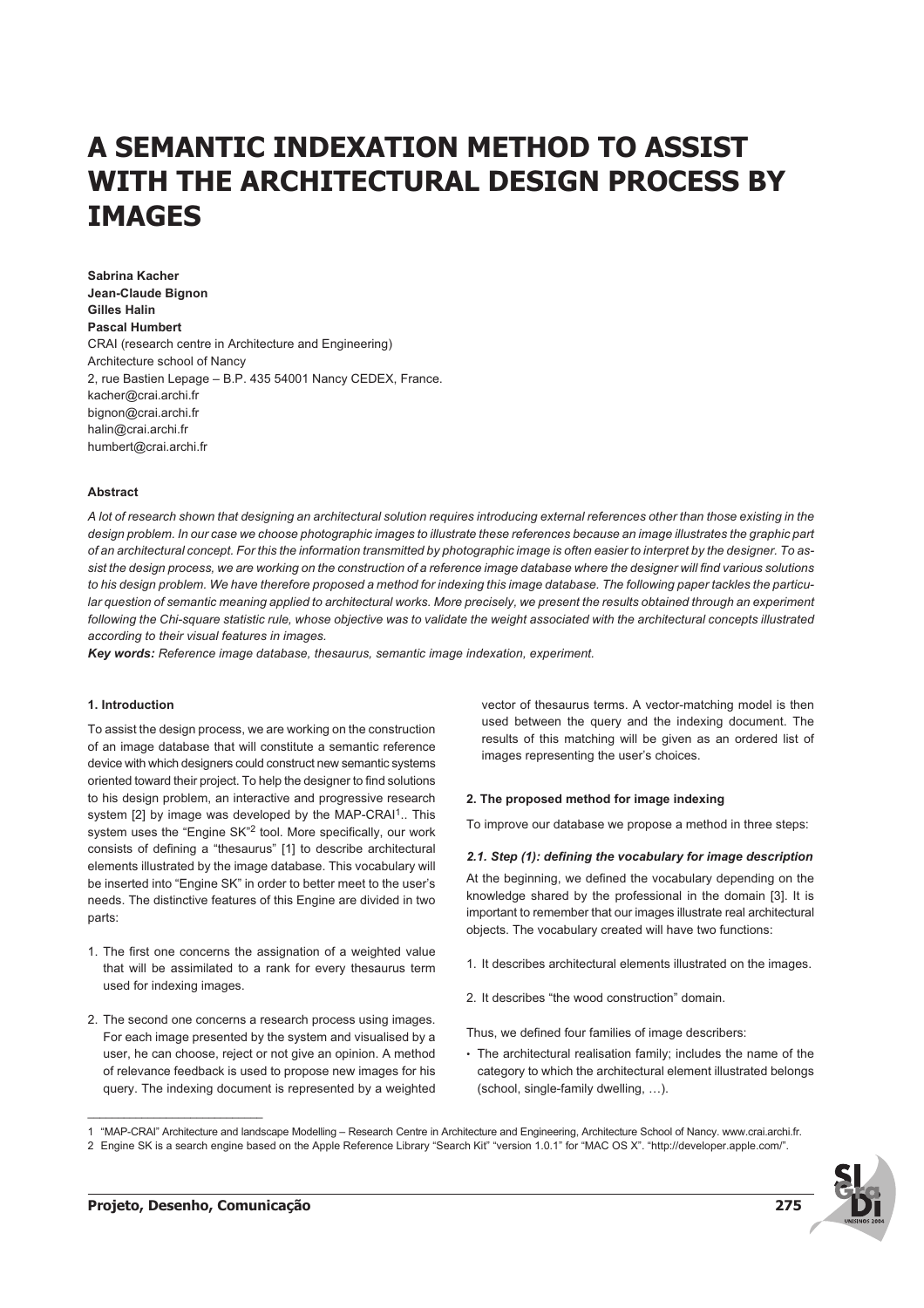# A SEMANTIC INDEXATION METHOD TO ASSIST WITH THE ARCHITECTURAL DESIGN PROCESS BY IMAGES

**Sabrina Kacher**
**Jean-Claude Bignon**
**Gilles Halin**
**Pascal Humbert**
CRAI (research centre in Architecture and Engineering)
Architecture school of Nancy
2, rue Bastien Lepage – B.P. 435 54001 Nancy CEDEX, France.
kacher@crai.archi.fr
bignon@crai.archi.fr
halin@crai.archi.fr
humbert@crai.archi.fr

#### Abstract

*A lot of research shown that designing an architectural solution requires introducing external references other than those existing in the design problem. In our case we choose photographic images to illustrate these references because an image illustrates the graphic part of an architectural concept. For this the information transmitted by photographic image is often easier to interpret by the designer. To assist the design process, we are working on the construction of a reference image database where the designer will find various solutions to his design problem. We have therefore proposed a method for indexing this image database. The following paper tackles the particular question of semantic meaning applied to architectural works. More precisely, we present the results obtained through an experiment following the Chi-square statistic rule, whose objective was to validate the weight associated with the architectural concepts illustrated according to their visual features in images.*

***Key words:** Reference image database, thesaurus, semantic image indexation, experiment.*

## 1. Introduction

To assist the design process, we are working on the construction of an image database that will constitute a semantic reference device with which designers could construct new semantic systems oriented toward their project. To help the designer to find solutions to his design problem, an interactive and progressive research system [2] by image was developed by the MAP-CRAI[1].. This system uses the "Engine SK"[2] tool. More specifically, our work consists of defining a "thesaurus" [1] to describe architectural elements illustrated by the image database. This vocabulary will be inserted into "Engine SK" in order to better meet to the user's needs. The distinctive features of this Engine are divided in two parts:

1. The first one concerns the assignation of a weighted value that will be assimilated to a rank for every thesaurus term used for indexing images.
2. The second one concerns a research process using images. For each image presented by the system and visualised by a user, he can choose, reject or not give an opinion. A method of relevance feedback is used to propose new images for his query. The indexing document is represented by a weighted vector of thesaurus terms. A vector-matching model is then used between the query and the indexing document. The results of this matching will be given as an ordered list of images representing the user's choices.

## 2. The proposed method for image indexing

To improve our database we propose a method in three steps:

### *2.1. Step (1): defining the vocabulary for image description*

At the beginning, we defined the vocabulary depending on the knowledge shared by the professional in the domain [3]. It is important to remember that our images illustrate real architectural objects. The vocabulary created will have two functions:

1. It describes architectural elements illustrated on the images.
2. It describes "the wood construction" domain.

Thus, we defined four families of image describers:

- The architectural realisation family; includes the name of the category to which the architectural element illustrated belongs (school, single-family dwelling, …).

---

1 "MAP-CRAI" Architecture and landscape Modelling – Research Centre in Architecture and Engineering, Architecture School of Nancy. www.crai.archi.fr.

2 Engine SK is a search engine based on the Apple Reference Library "Search Kit" "version 1.0.1" for "MAC OS X". "http://developer.apple.com/".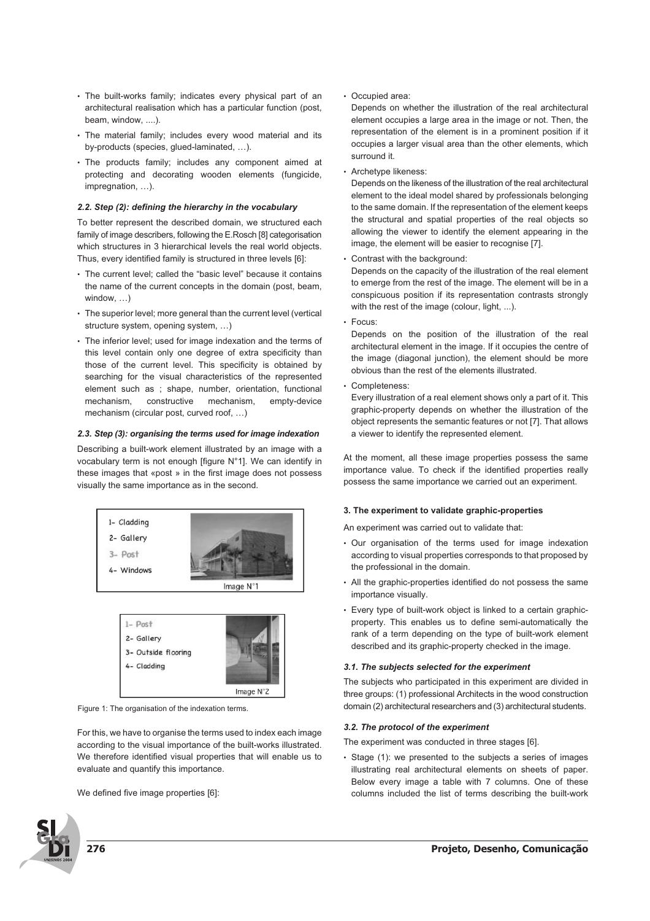- The built-works family; indicates every physical part of an architectural realisation which has a particular function (post, beam, window, ....).
- The material family; includes every wood material and its by-products (species, glued-laminated, …).
- The products family; includes any component aimed at protecting and decorating wooden elements (fungicide, impregnation, …).

### *2.2. Step (2): defining the hierarchy in the vocabulary*

To better represent the described domain, we structured each family of image describers, following the E.Rosch [8] categorisation which structures in 3 hierarchical levels the real world objects. Thus, every identified family is structured in three levels [6]:

- The current level; called the "basic level" because it contains the name of the current concepts in the domain (post, beam, window, …)
- The superior level; more general than the current level (vertical structure system, opening system, …)
- The inferior level; used for image indexation and the terms of this level contain only one degree of extra specificity than those of the current level. This specificity is obtained by searching for the visual characteristics of the represented element such as ; shape, number, orientation, functional mechanism, constructive mechanism, empty-device mechanism (circular post, curved roof, …)

### *2.3. Step (3): organising the terms used for image indexation*

Describing a built-work element illustrated by an image with a vocabulary term is not enough [figure N°1]. We can identify in these images that «post » in the first image does not possess visually the same importance as in the second.

1- Cladding
2- Gallery
3- Post
4- Windows

Image N°1

1- Post
2- Gallery
3- Outside flooring
4- Cladding

Image N°2

Figure 1: The organisation of the indexation terms.

For this, we have to organise the terms used to index each image according to the visual importance of the built-works illustrated. We therefore identified visual properties that will enable us to evaluate and quantify this importance.

We defined five image properties [6]:

- Occupied area:
  Depends on whether the illustration of the real architectural element occupies a large area in the image or not. Then, the representation of the element is in a prominent position if it occupies a larger visual area than the other elements, which surround it.
- Archetype likeness:
  Depends on the likeness of the illustration of the real architectural element to the ideal model shared by professionals belonging to the same domain. If the representation of the element keeps the structural and spatial properties of the real objects so allowing the viewer to identify the element appearing in the image, the element will be easier to recognise [7].
- Contrast with the background:
  Depends on the capacity of the illustration of the real element to emerge from the rest of the image. The element will be in a conspicuous position if its representation contrasts strongly with the rest of the image (colour, light, ...).
- Focus:
  Depends on the position of the illustration of the real architectural element in the image. If it occupies the centre of the image (diagonal junction), the element should be more obvious than the rest of the elements illustrated.
- Completeness:
  Every illustration of a real element shows only a part of it. This graphic-property depends on whether the illustration of the object represents the semantic features or not [7]. That allows a viewer to identify the represented element.

At the moment, all these image properties possess the same importance value. To check if the identified properties really possess the same importance we carried out an experiment.

## 3. The experiment to validate graphic-properties

An experiment was carried out to validate that:

- Our organisation of the terms used for image indexation according to visual properties corresponds to that proposed by the professional in the domain.
- All the graphic-properties identified do not possess the same importance visually.
- Every type of built-work object is linked to a certain graphic-property. This enables us to define semi-automatically the rank of a term depending on the type of built-work element described and its graphic-property checked in the image.

### *3.1. The subjects selected for the experiment*

The subjects who participated in this experiment are divided in three groups: (1) professional Architects in the wood construction domain (2) architectural researchers and (3) architectural students.

### *3.2. The protocol of the experiment*

The experiment was conducted in three stages [6].

- Stage (1): we presented to the subjects a series of images illustrating real architectural elements on sheets of paper. Below every image a table with 7 columns. One of these columns included the list of terms describing the built-work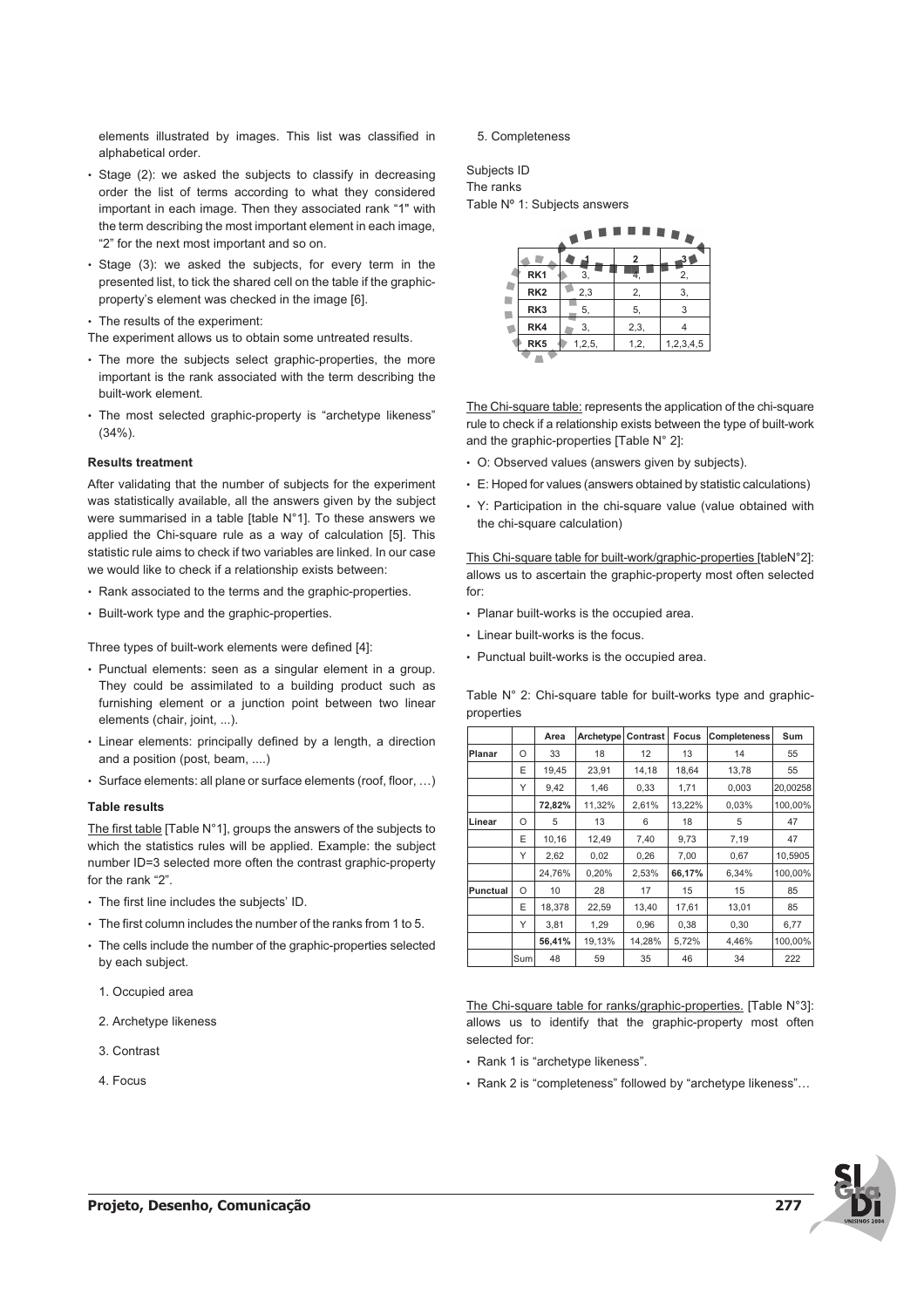elements illustrated by images. This list was classified in alphabetical order.

- Stage (2): we asked the subjects to classify in decreasing order the list of terms according to what they considered important in each image. Then they associated rank "1" with the term describing the most important element in each image, "2" for the next most important and so on.
- Stage (3): we asked the subjects, for every term in the presented list, to tick the shared cell on the table if the graphic-property's element was checked in the image [6].
- The results of the experiment:

The experiment allows us to obtain some untreated results.

- The more the subjects select graphic-properties, the more important is the rank associated with the term describing the built-work element.
- The most selected graphic-property is "archetype likeness" (34%).

### Results treatment

After validating that the number of subjects for the experiment was statistically available, all the answers given by the subject were summarised in a table [table N°1]. To these answers we applied the Chi-square rule as a way of calculation [5]. This statistic rule aims to check if two variables are linked. In our case we would like to check if a relationship exists between:

- Rank associated to the terms and the graphic-properties.
- Built-work type and the graphic-properties.

Three types of built-work elements were defined [4]:

- Punctual elements: seen as a singular element in a group. They could be assimilated to a building product such as furnishing element or a junction point between two linear elements (chair, joint, ...).
- Linear elements: principally defined by a length, a direction and a position (post, beam, ....)
- Surface elements: all plane or surface elements (roof, floor, …)

### Table results

The first table [Table N°1], groups the answers of the subjects to which the statistics rules will be applied. Example: the subject number ID=3 selected more often the contrast graphic-property for the rank "2".

- The first line includes the subjects' ID.
- The first column includes the number of the ranks from 1 to 5.
- The cells include the number of the graphic-properties selected by each subject.

  1. Occupied area
  2. Archetype likeness
  3. Contrast
  4. Focus
  5. Completeness

Subjects ID
The ranks
Table Nº 1: Subjects answers

| | 1 | 2 | 3 |
|---|---|---|---|
| RK1 | 3, | 4, | 2, |
| RK2 | 2,3 | 2, | 3, |
| RK3 | 5, | 5, | 3 |
| RK4 | 3, | 2,3, | 4 |
| RK5 | 1,2,5, | 1,2, | 1,2,3,4,5 |

The Chi-square table: represents the application of the chi-square rule to check if a relationship exists between the type of built-work and the graphic-properties [Table N° 2]:

- O: Observed values (answers given by subjects).
- E: Hoped for values (answers obtained by statistic calculations)
- Y: Participation in the chi-square value (value obtained with the chi-square calculation)

This Chi-square table for built-work/graphic-properties [tableN°2]: allows us to ascertain the graphic-property most often selected for:

- Planar built-works is the occupied area.
- Linear built-works is the focus.
- Punctual built-works is the occupied area.

Table N° 2: Chi-square table for built-works type and graphic-properties

| | | Area | Archetype | Contrast | Focus | Completeness | Sum |
|---|---|---|---|---|---|---|---|
| Planar | O | 33 | 18 | 12 | 13 | 14 | 55 |
| | E | 19,45 | 23,91 | 14,18 | 18,64 | 13,78 | 55 |
| | Y | 9,42 | 1,46 | 0,33 | 1,71 | 0,003 | 20,00258 |
| | | **72,82%** | 11,32% | 2,61% | 13,22% | 0,03% | 100,00% |
| Linear | O | 5 | 13 | 6 | 18 | 5 | 47 |
| | E | 10,16 | 12,49 | 7,40 | 9,73 | 7,19 | 47 |
| | Y | 2,62 | 0,02 | 0,26 | 7,00 | 0,67 | 10,5905 |
| | | 24,76% | 0,20% | 2,53% | **66,17%** | 6,34% | 100,00% |
| Punctual | O | 10 | 28 | 17 | 15 | 15 | 85 |
| | E | 18,378 | 22,59 | 13,40 | 17,61 | 13,01 | 85 |
| | Y | 3,81 | 1,29 | 0,96 | 0,38 | 0,30 | 6,77 |
| | | **56,41%** | 19,13% | 14,28% | 5,72% | 4,46% | 100,00% |
| | Sum | 48 | 59 | 35 | 46 | 34 | 222 |

The Chi-square table for ranks/graphic-properties. [Table N°3]: allows us to identify that the graphic-property most often selected for:

- Rank 1 is "archetype likeness".
- Rank 2 is "completeness" followed by "archetype likeness"…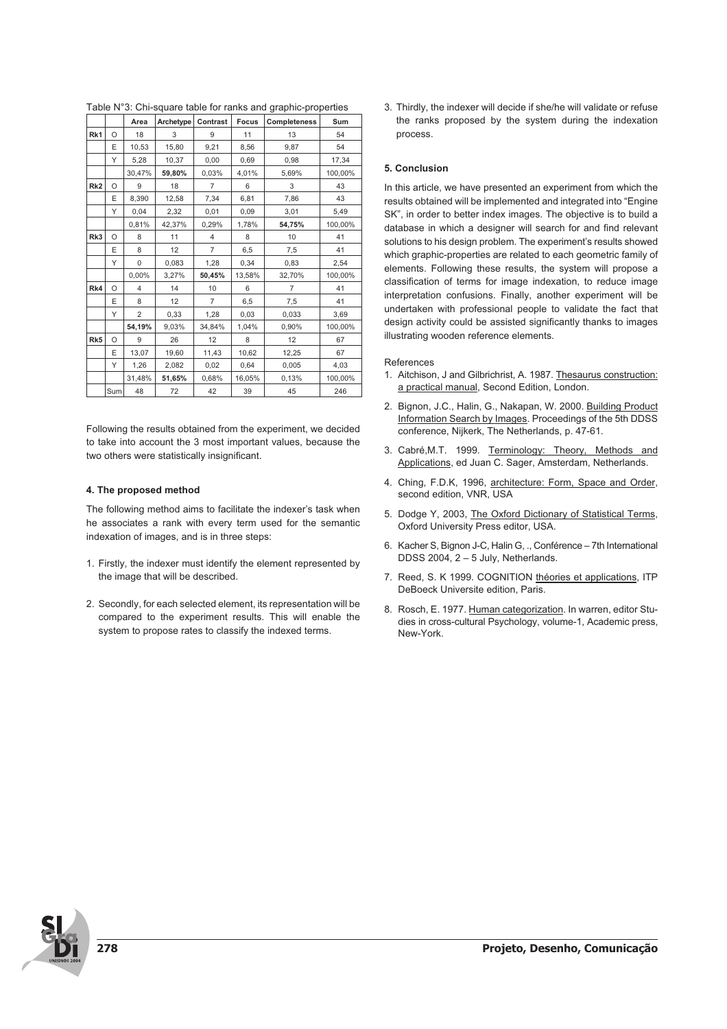Table N°3: Chi-square table for ranks and graphic-properties

| | | Area | Archetype | Contrast | Focus | Completeness | Sum |
|---|---|---|---|---|---|---|---|
| **Rk1** | O | 18 | 3 | 9 | 11 | 13 | 54 |
| | E | 10,53 | 15,80 | 9,21 | 8,56 | 9,87 | 54 |
| | Y | 5,28 | 10,37 | 0,00 | 0,69 | 0,98 | 17,34 |
| | | 30,47% | **59,80%** | 0,03% | 4,01% | 5,69% | 100,00% |
| **Rk2** | O | 9 | 18 | 7 | 6 | 3 | 43 |
| | E | 8,390 | 12,58 | 7,34 | 6,81 | 7,86 | 43 |
| | Y | 0,04 | 2,32 | 0,01 | 0,09 | 3,01 | 5,49 |
| | | 0,81% | 42,37% | 0,29% | 1,78% | **54,75%** | 100,00% |
| **Rk3** | O | 8 | 11 | 4 | 8 | 10 | 41 |
| | E | 8 | 12 | 7 | 6,5 | 7,5 | 41 |
| | Y | 0 | 0,083 | 1,28 | 0,34 | 0,83 | 2,54 |
| | | 0,00% | 3,27% | **50,45%** | 13,58% | 32,70% | 100,00% |
| **Rk4** | O | 4 | 14 | 10 | 6 | 7 | 41 |
| | E | 8 | 12 | 7 | 6,5 | 7,5 | 41 |
| | Y | 2 | 0,33 | 1,28 | 0,03 | 0,033 | 3,69 |
| | | **54,19%** | 9,03% | 34,84% | 1,04% | 0,90% | 100,00% |
| **Rk5** | O | 9 | 26 | 12 | 8 | 12 | 67 |
| | E | 13,07 | 19,60 | 11,43 | 10,62 | 12,25 | 67 |
| | Y | 1,26 | 2,082 | 0,02 | 0,64 | 0,005 | 4,03 |
| | | 31,48% | **51,65%** | 0,68% | 16,05% | 0,13% | 100,00% |
| | Sum | 48 | 72 | 42 | 39 | 45 | 246 |

Following the results obtained from the experiment, we decided to take into account the 3 most important values, because the two others were statistically insignificant.

#### 4. The proposed method

The following method aims to facilitate the indexer's task when he associates a rank with every term used for the semantic indexation of images, and is in three steps:

1. Firstly, the indexer must identify the element represented by the image that will be described.
2. Secondly, for each selected element, its representation will be compared to the experiment results. This will enable the system to propose rates to classify the indexed terms.
3. Thirdly, the indexer will decide if she/he will validate or refuse the ranks proposed by the system during the indexation process.

#### 5. Conclusion

In this article, we have presented an experiment from which the results obtained will be implemented and integrated into "Engine SK", in order to better index images. The objective is to build a database in which a designer will search for and find relevant solutions to his design problem. The experiment's results showed which graphic-properties are related to each geometric family of elements. Following these results, the system will propose a classification of terms for image indexation, to reduce image interpretation confusions. Finally, another experiment will be undertaken with professional people to validate the fact that design activity could be assisted significantly thanks to images illustrating wooden reference elements.

References

1. Aitchison, J and Gilbrichrist, A. 1987. Thesaurus construction: a practical manual, Second Edition, London.
2. Bignon, J.C., Halin, G., Nakapan, W. 2000. Building Product Information Search by Images. Proceedings of the 5th DDSS conference, Nijkerk, The Netherlands, p. 47-61.
3. Cabré,M.T. 1999. Terminology: Theory, Methods and Applications, ed Juan C. Sager, Amsterdam, Netherlands.
4. Ching, F.D.K, 1996, architecture: Form, Space and Order, second edition, VNR, USA
5. Dodge Y, 2003, The Oxford Dictionary of Statistical Terms, Oxford University Press editor, USA.
6. Kacher S, Bignon J-C, Halin G, ., Conférence – 7th International DDSS 2004, 2 – 5 July, Netherlands.
7. Reed, S. K 1999. COGNITION théories et applications, ITP DeBoeck Universite edition, Paris.
8. Rosch, E. 1977. Human categorization. In warren, editor Studies in cross-cultural Psychology, volume-1, Academic press, New-York.